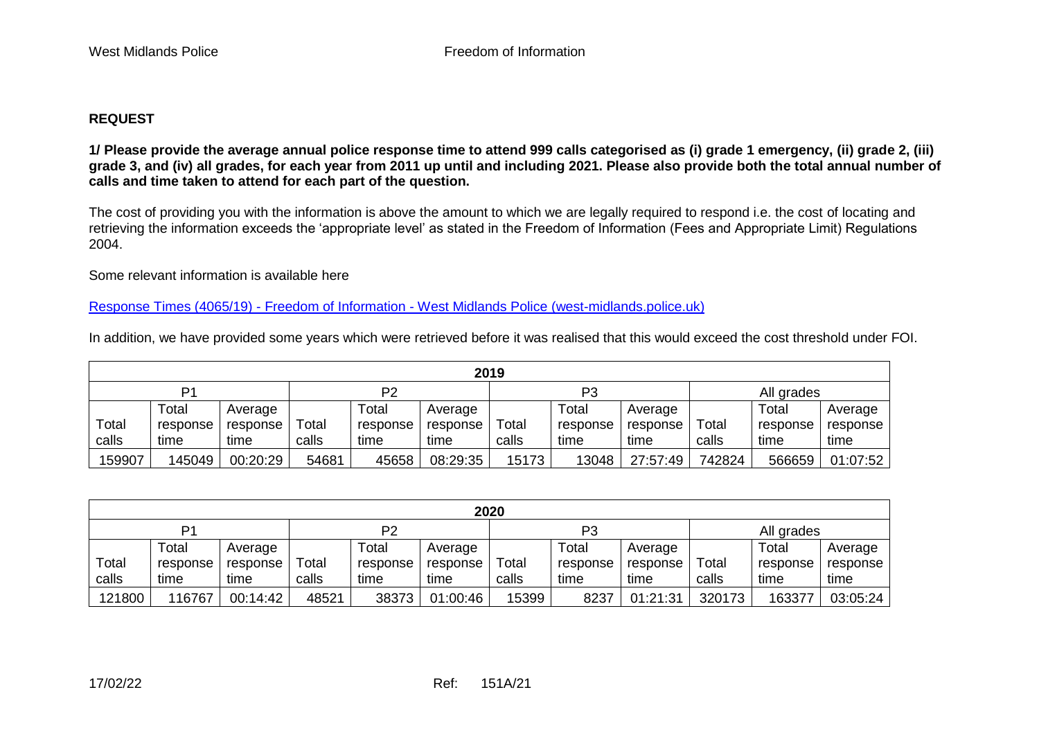## REQUEST

**1/ Please provide the average annual police response time to attend 999 calls categorised as (i) grade 1 emergency, (ii) grade 2, (iii) grade 3, and (iv) all grades, for each year from 2011 up until and including 2021. Please also provide both the total annual number of calls and time taken to attend for each part of the question.**

The cost of providing you with the information is above the amount to which we are legally required to respond i.e. the cost of locating and retrieving the information exceeds the 'appropriate level' as stated in the Freedom of Information (Fees and Appropriate Limit) Regulations 2004.

Some relevant information is available here

[Response Times (4065/19) - Freedom of Information - West Midlands Police (west-midlands.police.uk)]()

In addition, we have provided some years which were retrieved before it was realised that this would exceed the cost threshold under FOI.

| 2019 | | | | | | | | | | | |
|---|---|---|---|---|---|---|---|---|---|---|---|
| P1 | | | P2 | | | P3 | | | All grades | | |
| Total calls | Total response time | Average response time | Total calls | Total response time | Average response time | Total calls | Total response time | Average response time | Total calls | Total response time | Average response time |
| 159907 | 145049 | 00:20:29 | 54681 | 45658 | 08:29:35 | 15173 | 13048 | 27:57:49 | 742824 | 566659 | 01:07:52 |

| 2020 | | | | | | | | | | | |
|---|---|---|---|---|---|---|---|---|---|---|---|
| P1 | | | P2 | | | P3 | | | All grades | | |
| Total calls | Total response time | Average response time | Total calls | Total response time | Average response time | Total calls | Total response time | Average response time | Total calls | Total response time | Average response time |
| 121800 | 116767 | 00:14:42 | 48521 | 38373 | 01:00:46 | 15399 | 8237 | 01:21:31 | 320173 | 163377 | 03:05:24 |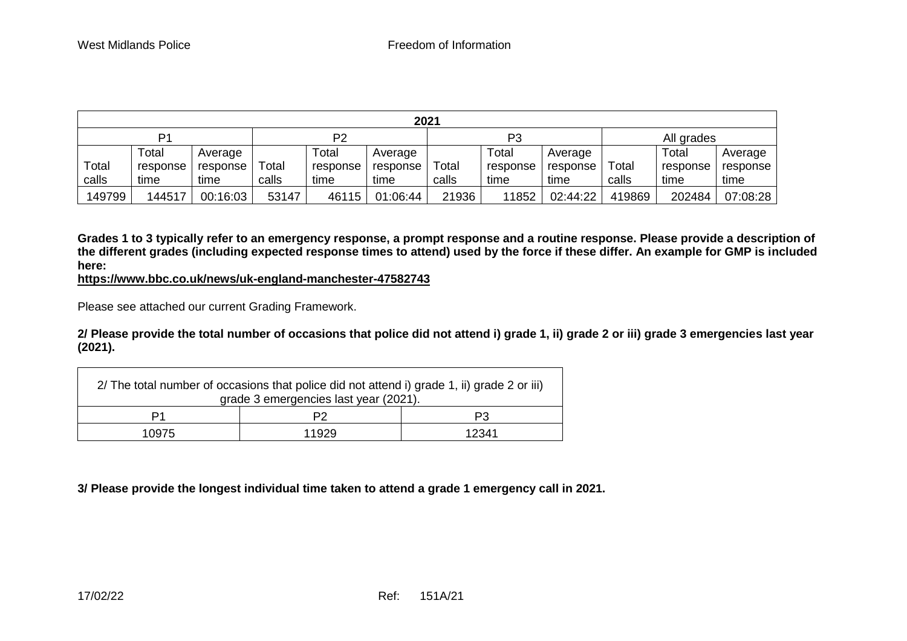| 2021 | | | | | | | | | | | |
|---|---|---|---|---|---|---|---|---|---|---|---|
| P1 | | | P2 | | | P3 | | | All grades | | |
| Total calls | Total response time | Average response time | Total calls | Total response time | Average response time | Total calls | Total response time | Average response time | Total calls | Total response time | Average response time |
| 149799 | 144517 | 00:16:03 | 53147 | 46115 | 01:06:44 | 21936 | 11852 | 02:44:22 | 419869 | 202484 | 07:08:28 |

**Grades 1 to 3 typically refer to an emergency response, a prompt response and a routine response. Please provide a description of the different grades (including expected response times to attend) used by the force if these differ. An example for GMP is included here:**
**https://www.bbc.co.uk/news/uk-england-manchester-47582743**

Please see attached our current Grading Framework.

**2/ Please provide the total number of occasions that police did not attend i) grade 1, ii) grade 2 or iii) grade 3 emergencies last year (2021).**

| 2/ The total number of occasions that police did not attend i) grade 1, ii) grade 2 or iii) grade 3 emergencies last year (2021). | | |
|---|---|---|
| P1 | P2 | P3 |
| 10975 | 11929 | 12341 |

**3/ Please provide the longest individual time taken to attend a grade 1 emergency call in 2021.**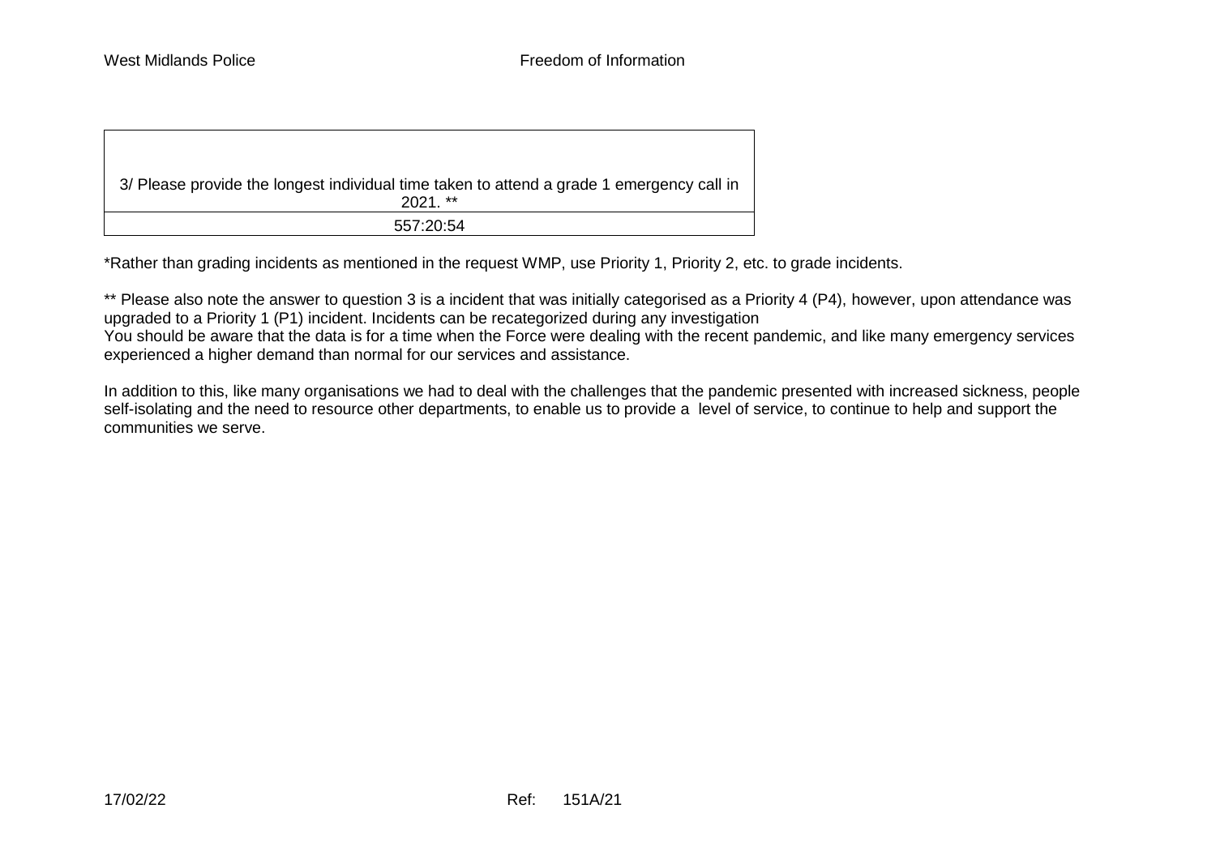| 3/ Please provide the longest individual time taken to attend a grade 1 emergency call in 2021. ** |
| --- |
| 557:20:54 |

*Rather than grading incidents as mentioned in the request WMP, use Priority 1, Priority 2, etc. to grade incidents.

** Please also note the answer to question 3 is a incident that was initially categorised as a Priority 4 (P4), however, upon attendance was upgraded to a Priority 1 (P1) incident. Incidents can be recategorized during any investigation
You should be aware that the data is for a time when the Force were dealing with the recent pandemic, and like many emergency services experienced a higher demand than normal for our services and assistance.

In addition to this, like many organisations we had to deal with the challenges that the pandemic presented with increased sickness, people self-isolating and the need to resource other departments, to enable us to provide a level of service, to continue to help and support the communities we serve.